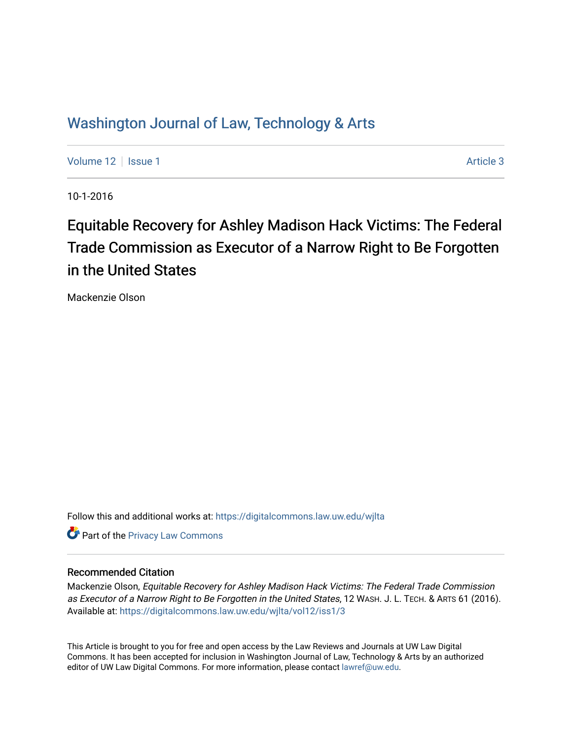# Washington Journal of Law, Technology & Arts

Volume 12 | Issue 1 Article 3

10-1-2016

## Equitable Recovery for Ashley Madison Hack Victims: The Federal Trade Commission as Executor of a Narrow Right to Be Forgotten in the United States

Mackenzie Olson

Follow this and additional works at: https://digitalcommons.law.uw.edu/wjlta

Part of the Privacy Law Commons

### Recommended Citation

Mackenzie Olson, *Equitable Recovery for Ashley Madison Hack Victims: The Federal Trade Commission as Executor of a Narrow Right to Be Forgotten in the United States*, 12 WASH. J. L. TECH. & ARTS 61 (2016). Available at: https://digitalcommons.law.uw.edu/wjlta/vol12/iss1/3

This Article is brought to you for free and open access by the Law Reviews and Journals at UW Law Digital Commons. It has been accepted for inclusion in Washington Journal of Law, Technology & Arts by an authorized editor of UW Law Digital Commons. For more information, please contact lawref@uw.edu.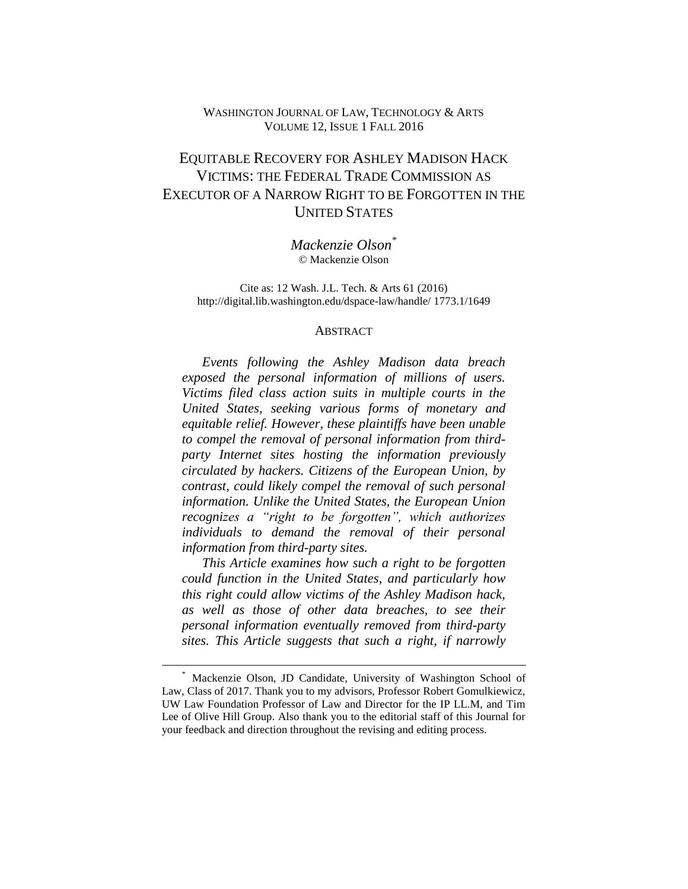WASHINGTON JOURNAL OF LAW, TECHNOLOGY & ARTS
VOLUME 12, ISSUE 1 FALL 2016

# EQUITABLE RECOVERY FOR ASHLEY MADISON HACK VICTIMS: THE FEDERAL TRADE COMMISSION AS EXECUTOR OF A NARROW RIGHT TO BE FORGOTTEN IN THE UNITED STATES

*Mackenzie Olson*[*]
© Mackenzie Olson

Cite as: 12 Wash. J.L. Tech. & Arts 61 (2016)
http://digital.lib.washington.edu/dspace-law/handle/ 1773.1/1649

## ABSTRACT

*Events following the Ashley Madison data breach exposed the personal information of millions of users. Victims filed class action suits in multiple courts in the United States, seeking various forms of monetary and equitable relief. However, these plaintiffs have been unable to compel the removal of personal information from third-party Internet sites hosting the information previously circulated by hackers. Citizens of the European Union, by contrast, could likely compel the removal of such personal information. Unlike the United States, the European Union recognizes a "right to be forgotten", which authorizes individuals to demand the removal of their personal information from third-party sites.*

*This Article examines how such a right to be forgotten could function in the United States, and particularly how this right could allow victims of the Ashley Madison hack, as well as those of other data breaches, to see their personal information eventually removed from third-party sites. This Article suggests that such a right, if narrowly*

---

[*] Mackenzie Olson, JD Candidate, University of Washington School of Law, Class of 2017. Thank you to my advisors, Professor Robert Gomulkiewicz, UW Law Foundation Professor of Law and Director for the IP LL.M, and Tim Lee of Olive Hill Group. Also thank you to the editorial staff of this Journal for your feedback and direction throughout the revising and editing process.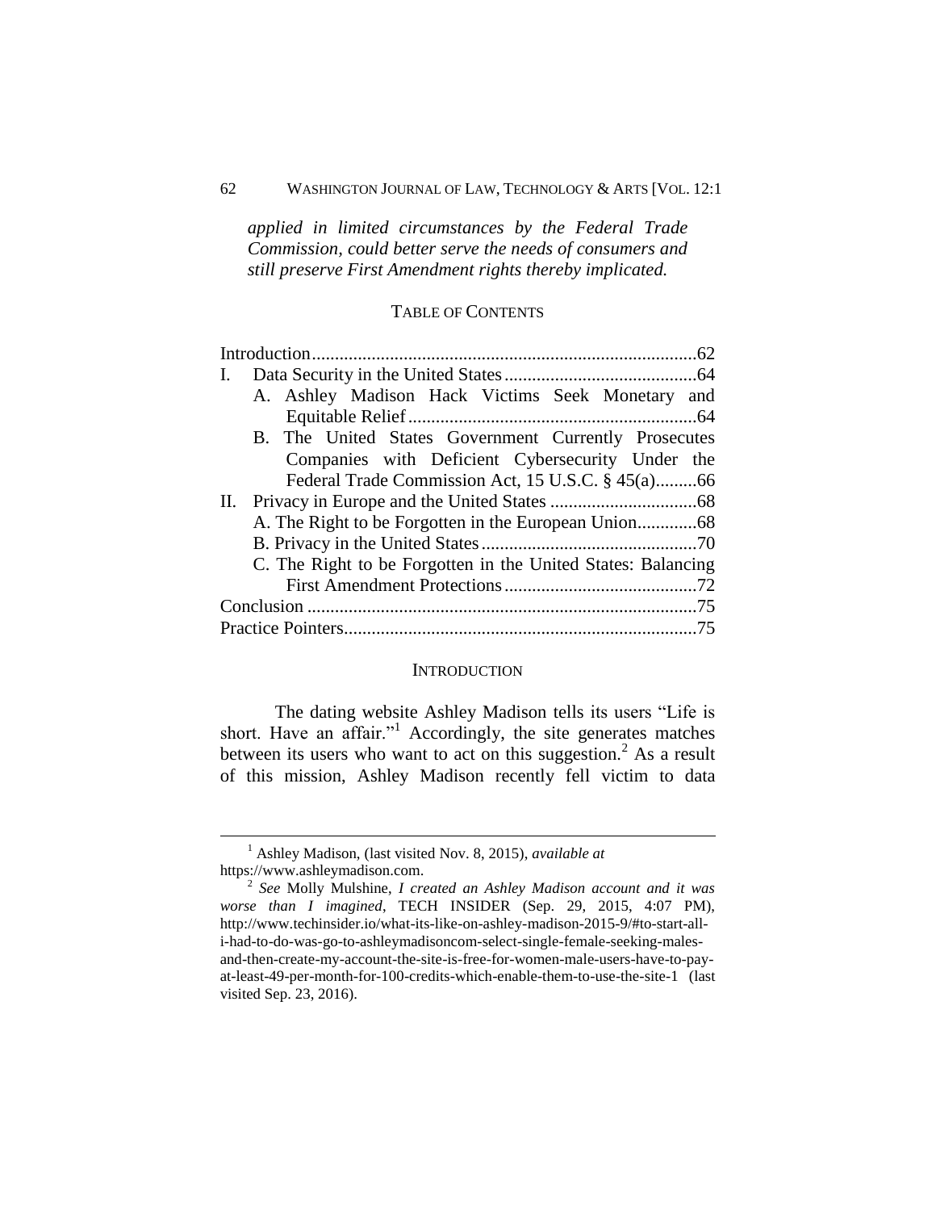*applied in limited circumstances by the Federal Trade Commission, could better serve the needs of consumers and still preserve First Amendment rights thereby implicated.*

## TABLE OF CONTENTS

Introduction....................................................................................62

I. Data Security in the United States..........................................64

A. Ashley Madison Hack Victims Seek Monetary and Equitable Relief..............................................................64

B. The United States Government Currently Prosecutes Companies with Deficient Cybersecurity Under the Federal Trade Commission Act, 15 U.S.C. § 45(a).........66

II. Privacy in Europe and the United States ................................68

A. The Right to be Forgotten in the European Union.............68

B. Privacy in the United States...............................................70

C. The Right to be Forgotten in the United States: Balancing First Amendment Protections..........................................72

Conclusion ....................................................................................75

Practice Pointers............................................................................75

## INTRODUCTION

The dating website Ashley Madison tells its users "Life is short. Have an affair."[1] Accordingly, the site generates matches between its users who want to act on this suggestion.[2] As a result of this mission, Ashley Madison recently fell victim to data

---

[1] Ashley Madison, (last visited Nov. 8, 2015), *available at* https://www.ashleymadison.com.

[2] *See* Molly Mulshine, *I created an Ashley Madison account and it was worse than I imagined*, TECH INSIDER (Sep. 29, 2015, 4:07 PM), http://www.techinsider.io/what-its-like-on-ashley-madison-2015-9/#to-start-all-i-had-to-do-was-go-to-ashleymadisoncom-select-single-female-seeking-males-and-then-create-my-account-the-site-is-free-for-women-male-users-have-to-pay-at-least-49-per-month-for-100-credits-which-enable-them-to-use-the-site-1 (last visited Sep. 23, 2016).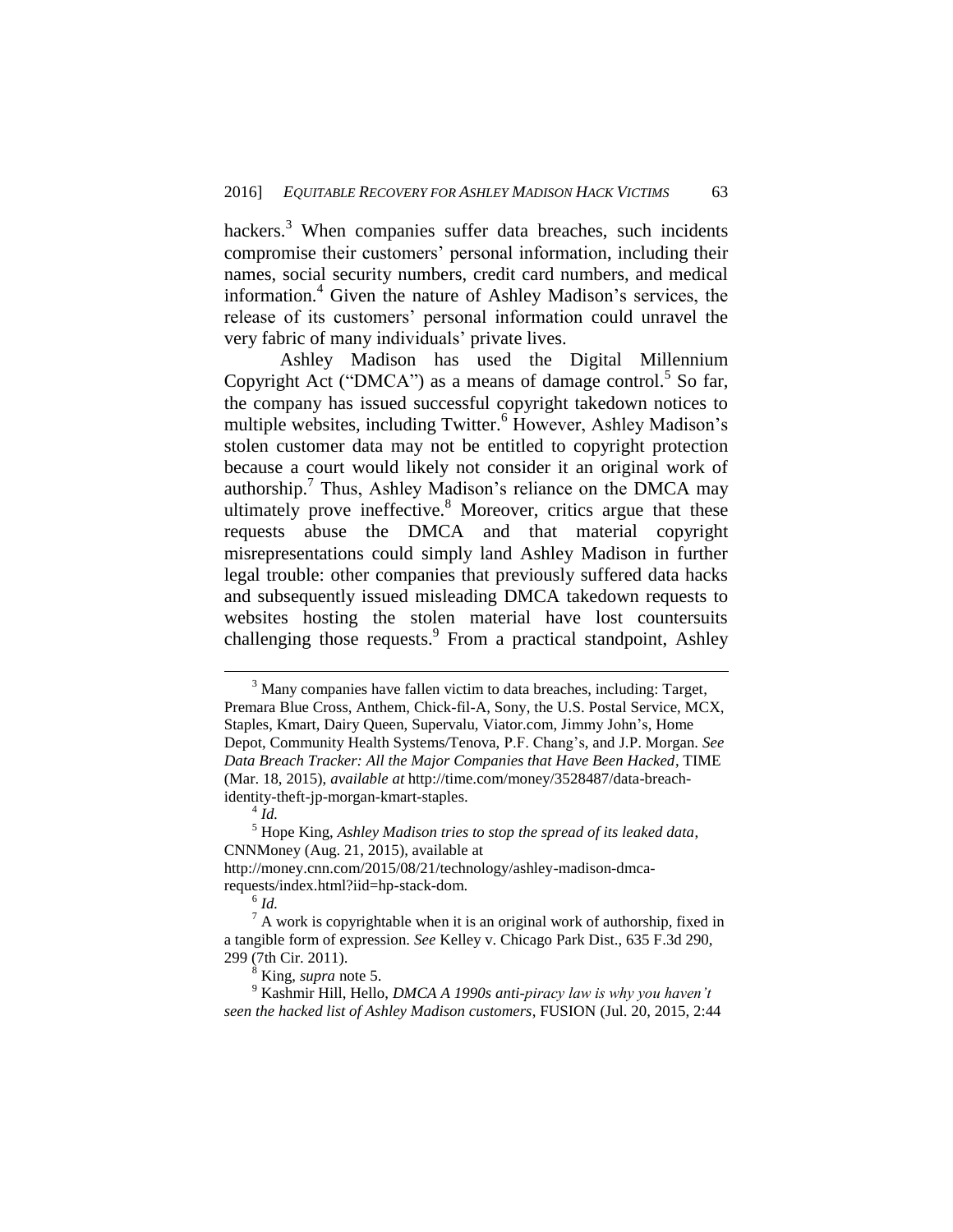hackers.[3] When companies suffer data breaches, such incidents compromise their customers' personal information, including their names, social security numbers, credit card numbers, and medical information.[4] Given the nature of Ashley Madison's services, the release of its customers' personal information could unravel the very fabric of many individuals' private lives.

Ashley Madison has used the Digital Millennium Copyright Act ("DMCA") as a means of damage control.[5] So far, the company has issued successful copyright takedown notices to multiple websites, including Twitter.[6] However, Ashley Madison's stolen customer data may not be entitled to copyright protection because a court would likely not consider it an original work of authorship.[7] Thus, Ashley Madison's reliance on the DMCA may ultimately prove ineffective.[8] Moreover, critics argue that these requests abuse the DMCA and that material copyright misrepresentations could simply land Ashley Madison in further legal trouble: other companies that previously suffered data hacks and subsequently issued misleading DMCA takedown requests to websites hosting the stolen material have lost countersuits challenging those requests.[9] From a practical standpoint, Ashley

---

[3] Many companies have fallen victim to data breaches, including: Target, Premara Blue Cross, Anthem, Chick-fil-A, Sony, the U.S. Postal Service, MCX, Staples, Kmart, Dairy Queen, Supervalu, Viator.com, Jimmy John's, Home Depot, Community Health Systems/Tenova, P.F. Chang's, and J.P. Morgan. *See Data Breach Tracker: All the Major Companies that Have Been Hacked*, TIME (Mar. 18, 2015), *available at* http://time.com/money/3528487/data-breach-identity-theft-jp-morgan-kmart-staples.

[4] *Id.*

[5] Hope King, *Ashley Madison tries to stop the spread of its leaked data*, CNNMoney (Aug. 21, 2015), available at http://money.cnn.com/2015/08/21/technology/ashley-madison-dmca-requests/index.html?iid=hp-stack-dom.

[6] *Id.*

[7] A work is copyrightable when it is an original work of authorship, fixed in a tangible form of expression. *See* Kelley v. Chicago Park Dist., 635 F.3d 290, 299 (7th Cir. 2011).

[8] King, *supra* note 5.

[9] Kashmir Hill, Hello, *DMCA A 1990s anti-piracy law is why you haven't seen the hacked list of Ashley Madison customers*, FUSION (Jul. 20, 2015, 2:44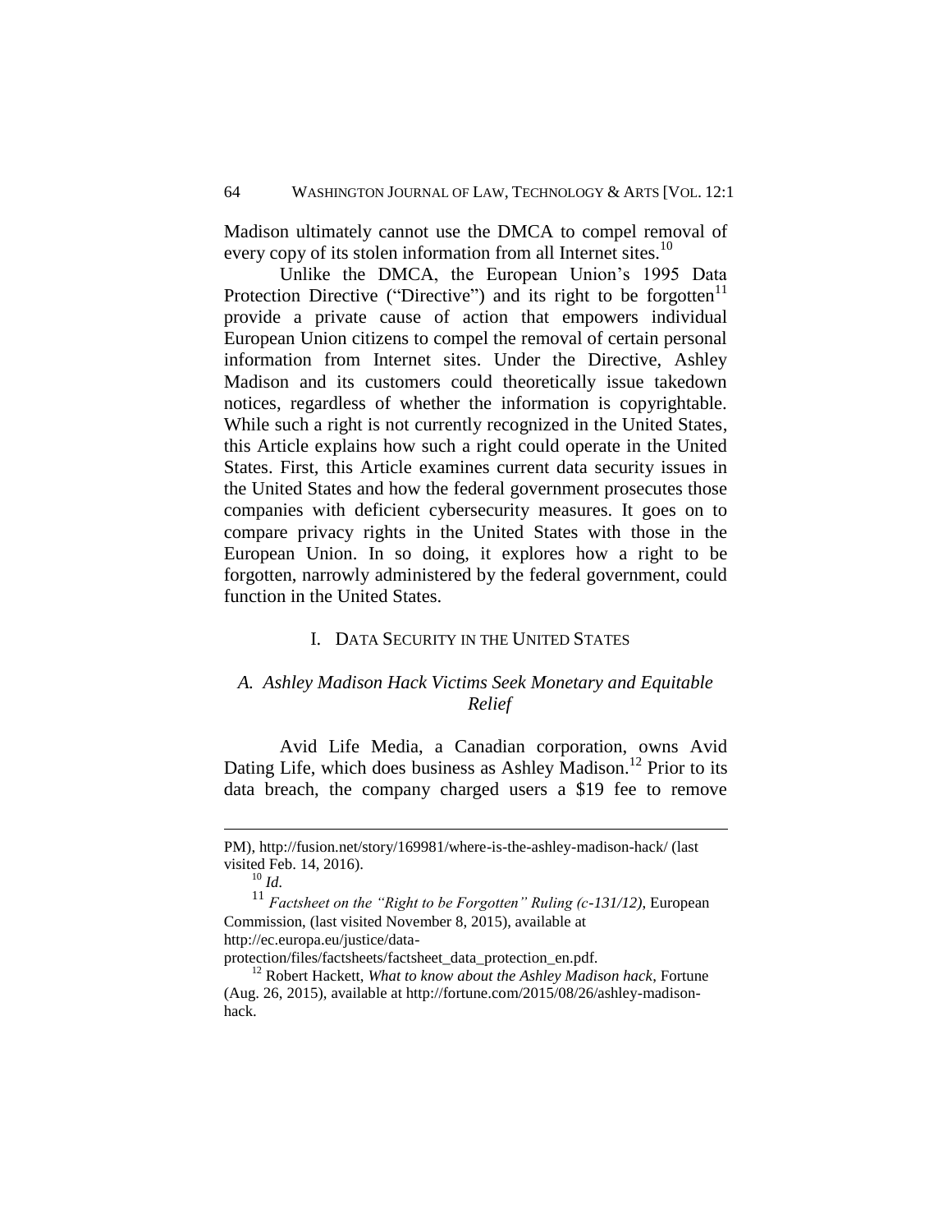Madison ultimately cannot use the DMCA to compel removal of every copy of its stolen information from all Internet sites.[10]

Unlike the DMCA, the European Union's 1995 Data Protection Directive ("Directive") and its right to be forgotten[11] provide a private cause of action that empowers individual European Union citizens to compel the removal of certain personal information from Internet sites. Under the Directive, Ashley Madison and its customers could theoretically issue takedown notices, regardless of whether the information is copyrightable. While such a right is not currently recognized in the United States, this Article explains how such a right could operate in the United States. First, this Article examines current data security issues in the United States and how the federal government prosecutes those companies with deficient cybersecurity measures. It goes on to compare privacy rights in the United States with those in the European Union. In so doing, it explores how a right to be forgotten, narrowly administered by the federal government, could function in the United States.

## I. DATA SECURITY IN THE UNITED STATES

### A. *Ashley Madison Hack Victims Seek Monetary and Equitable Relief*

Avid Life Media, a Canadian corporation, owns Avid Dating Life, which does business as Ashley Madison.[12] Prior to its data breach, the company charged users a $19 fee to remove

---

PM), http://fusion.net/story/169981/where-is-the-ashley-madison-hack/ (last visited Feb. 14, 2016).

[10] *Id.*

[11] *Factsheet on the "Right to be Forgotten" Ruling (c-131/12)*, European Commission, (last visited November 8, 2015), available at http://ec.europa.eu/justice/data-protection/files/factsheets/factsheet_data_protection_en.pdf.

[12] Robert Hackett, *What to know about the Ashley Madison hack*, Fortune (Aug. 26, 2015), available at http://fortune.com/2015/08/26/ashley-madison-hack.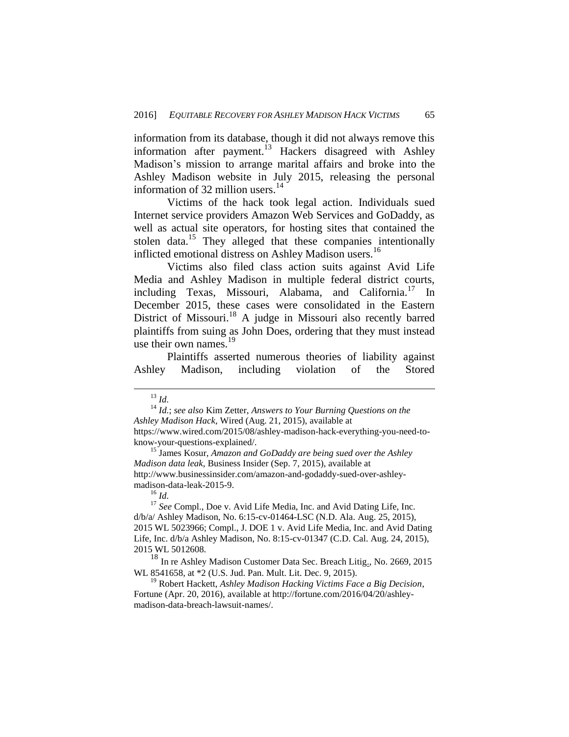information from its database, though it did not always remove this information after payment.[13] Hackers disagreed with Ashley Madison's mission to arrange marital affairs and broke into the Ashley Madison website in July 2015, releasing the personal information of 32 million users.[14]

Victims of the hack took legal action. Individuals sued Internet service providers Amazon Web Services and GoDaddy, as well as actual site operators, for hosting sites that contained the stolen data.[15] They alleged that these companies intentionally inflicted emotional distress on Ashley Madison users.[16]

Victims also filed class action suits against Avid Life Media and Ashley Madison in multiple federal district courts, including Texas, Missouri, Alabama, and California.[17] In December 2015, these cases were consolidated in the Eastern District of Missouri.[18] A judge in Missouri also recently barred plaintiffs from suing as John Does, ordering that they must instead use their own names.[19]

Plaintiffs asserted numerous theories of liability against Ashley Madison, including violation of the Stored

---

[13] *Id.*

[14] *Id.*; *see also* Kim Zetter, *Answers to Your Burning Questions on the Ashley Madison Hack*, Wired (Aug. 21, 2015), available at https://www.wired.com/2015/08/ashley-madison-hack-everything-you-need-to-know-your-questions-explained/.

[15] James Kosur, *Amazon and GoDaddy are being sued over the Ashley Madison data leak*, Business Insider (Sep. 7, 2015), available at http://www.businessinsider.com/amazon-and-godaddy-sued-over-ashley-madison-data-leak-2015-9.

[16] *Id.*

[17] *See* Compl., Doe v. Avid Life Media, Inc. and Avid Dating Life, Inc. d/b/a/ Ashley Madison, No. 6:15-cv-01464-LSC (N.D. Ala. Aug. 25, 2015), 2015 WL 5023966; Compl., J. DOE 1 v. Avid Life Media, Inc. and Avid Dating Life, Inc. d/b/a Ashley Madison, No. 8:15-cv-01347 (C.D. Cal. Aug. 24, 2015), 2015 WL 5012608.

[18] In re Ashley Madison Customer Data Sec. Breach Litig., No. 2669, 2015 WL 8541658, at *2 (U.S. Jud. Pan. Mult. Lit. Dec. 9, 2015).

[19] Robert Hackett, *Ashley Madison Hacking Victims Face a Big Decision*, Fortune (Apr. 20, 2016), available at http://fortune.com/2016/04/20/ashley-madison-data-breach-lawsuit-names/.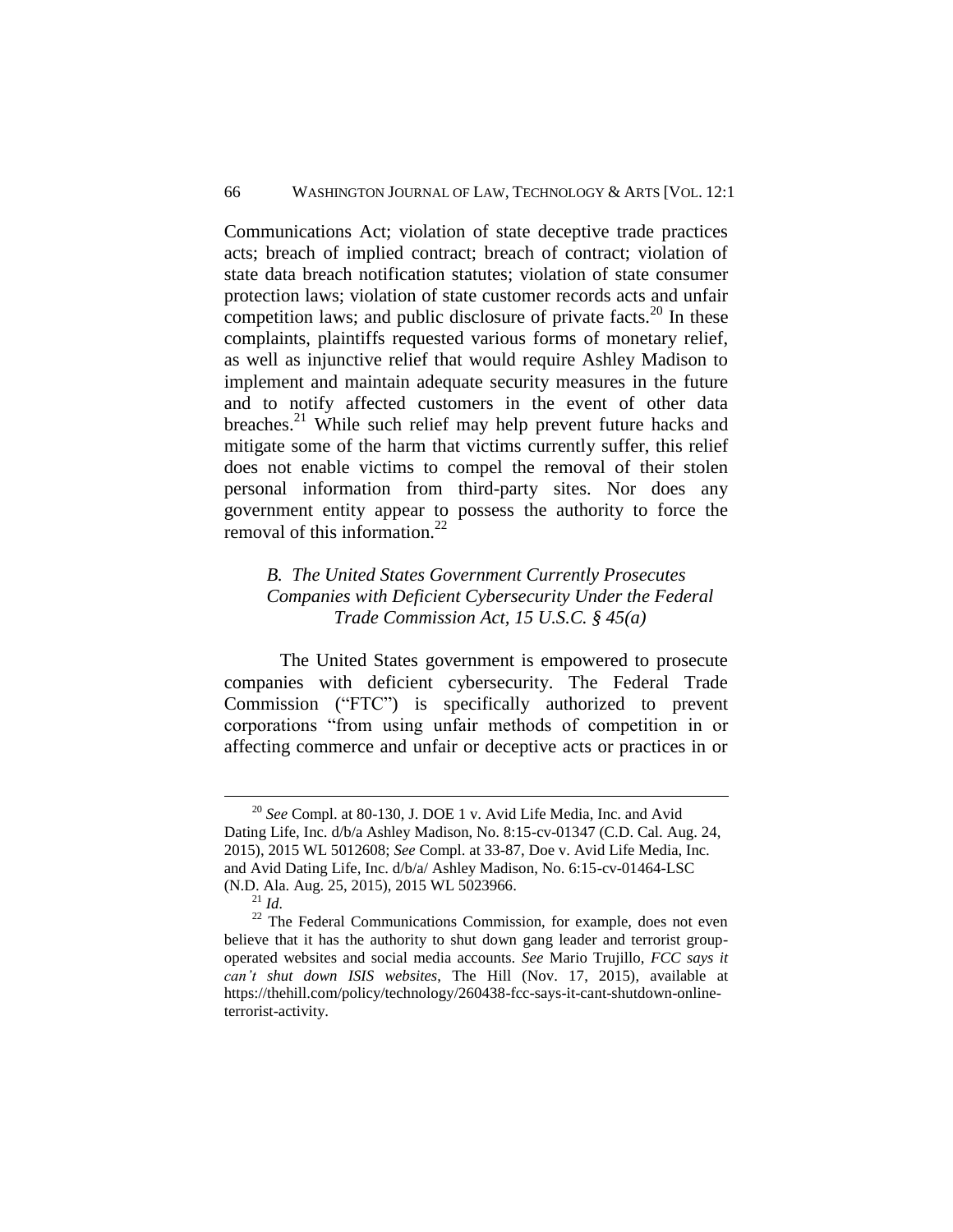Communications Act; violation of state deceptive trade practices acts; breach of implied contract; breach of contract; violation of state data breach notification statutes; violation of state consumer protection laws; violation of state customer records acts and unfair competition laws; and public disclosure of private facts.[20] In these complaints, plaintiffs requested various forms of monetary relief, as well as injunctive relief that would require Ashley Madison to implement and maintain adequate security measures in the future and to notify affected customers in the event of other data breaches.[21] While such relief may help prevent future hacks and mitigate some of the harm that victims currently suffer, this relief does not enable victims to compel the removal of their stolen personal information from third-party sites. Nor does any government entity appear to possess the authority to force the removal of this information.[22]

### *B. The United States Government Currently Prosecutes Companies with Deficient Cybersecurity Under the Federal Trade Commission Act, 15 U.S.C. § 45(a)*

The United States government is empowered to prosecute companies with deficient cybersecurity. The Federal Trade Commission ("FTC") is specifically authorized to prevent corporations "from using unfair methods of competition in or affecting commerce and unfair or deceptive acts or practices in or

---

[20] *See* Compl. at 80-130, J. DOE 1 v. Avid Life Media, Inc. and Avid Dating Life, Inc. d/b/a Ashley Madison, No. 8:15-cv-01347 (C.D. Cal. Aug. 24, 2015), 2015 WL 5012608; *See* Compl. at 33-87, Doe v. Avid Life Media, Inc. and Avid Dating Life, Inc. d/b/a/ Ashley Madison, No. 6:15-cv-01464-LSC (N.D. Ala. Aug. 25, 2015), 2015 WL 5023966.

[21] *Id.*

[22] The Federal Communications Commission, for example, does not even believe that it has the authority to shut down gang leader and terrorist group-operated websites and social media accounts. *See* Mario Trujillo, *FCC says it can't shut down ISIS websites*, The Hill (Nov. 17, 2015), available at https://thehill.com/policy/technology/260438-fcc-says-it-cant-shutdown-online-terrorist-activity.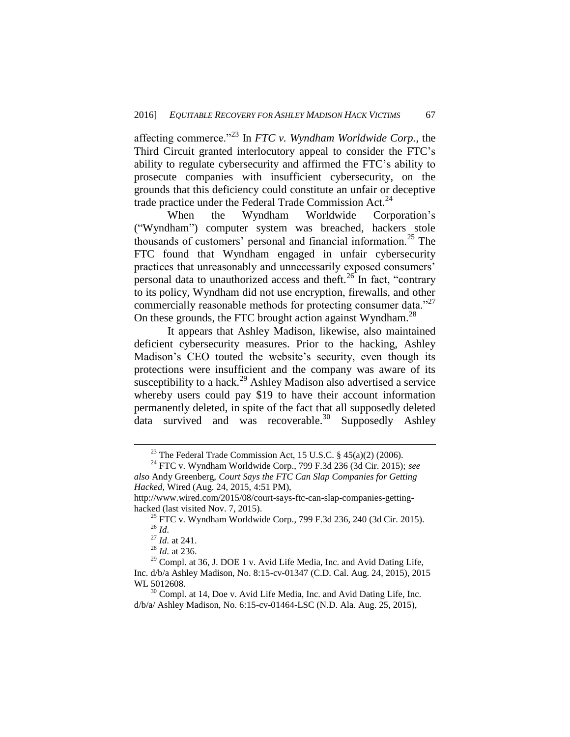affecting commerce."[23] In *FTC v. Wyndham Worldwide Corp.*, the Third Circuit granted interlocutory appeal to consider the FTC's ability to regulate cybersecurity and affirmed the FTC's ability to prosecute companies with insufficient cybersecurity, on the grounds that this deficiency could constitute an unfair or deceptive trade practice under the Federal Trade Commission Act.[24]

When the Wyndham Worldwide Corporation's ("Wyndham") computer system was breached, hackers stole thousands of customers' personal and financial information.[25] The FTC found that Wyndham engaged in unfair cybersecurity practices that unreasonably and unnecessarily exposed consumers' personal data to unauthorized access and theft.[26] In fact, "contrary to its policy, Wyndham did not use encryption, firewalls, and other commercially reasonable methods for protecting consumer data."[27] On these grounds, the FTC brought action against Wyndham.[28]

It appears that Ashley Madison, likewise, also maintained deficient cybersecurity measures. Prior to the hacking, Ashley Madison's CEO touted the website's security, even though its protections were insufficient and the company was aware of its susceptibility to a hack.[29] Ashley Madison also advertised a service whereby users could pay $19 to have their account information permanently deleted, in spite of the fact that all supposedly deleted data survived and was recoverable.[30] Supposedly Ashley

---

[23] The Federal Trade Commission Act, 15 U.S.C. § 45(a)(2) (2006).

[24] FTC v. Wyndham Worldwide Corp., 799 F.3d 236 (3d Cir. 2015); *see also* Andy Greenberg, *Court Says the FTC Can Slap Companies for Getting Hacked*, Wired (Aug. 24, 2015, 4:51 PM), http://www.wired.com/2015/08/court-says-ftc-can-slap-companies-getting-hacked (last visited Nov. 7, 2015).

[25] FTC v. Wyndham Worldwide Corp., 799 F.3d 236, 240 (3d Cir. 2015).

[26] *Id.*

[27] *Id.* at 241.

[28] *Id.* at 236.

[29] Compl. at 36, J. DOE 1 v. Avid Life Media, Inc. and Avid Dating Life, Inc. d/b/a Ashley Madison, No. 8:15-cv-01347 (C.D. Cal. Aug. 24, 2015), 2015 WL 5012608.

[30] Compl. at 14, Doe v. Avid Life Media, Inc. and Avid Dating Life, Inc. d/b/a/ Ashley Madison, No. 6:15-cv-01464-LSC (N.D. Ala. Aug. 25, 2015),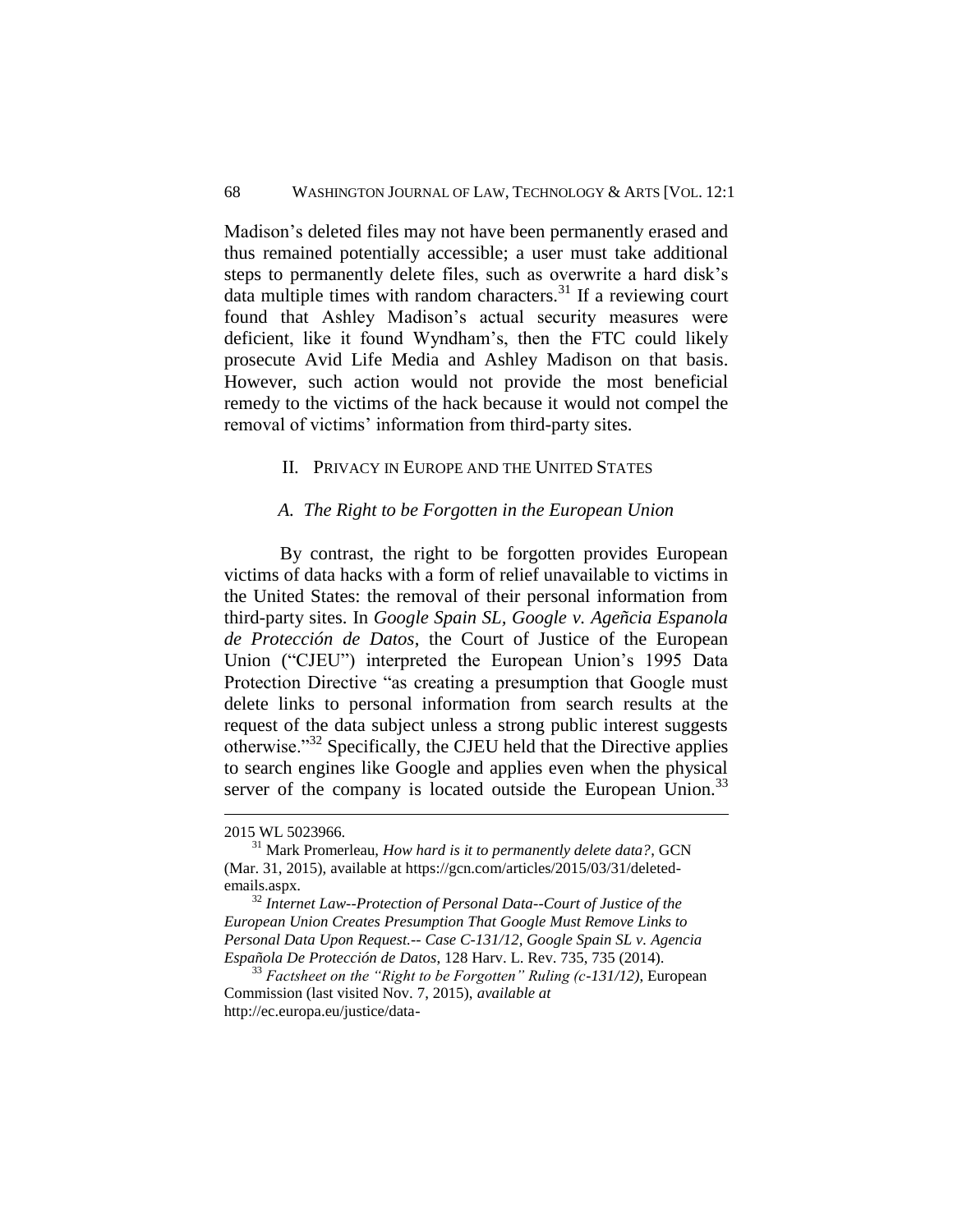Madison's deleted files may not have been permanently erased and thus remained potentially accessible; a user must take additional steps to permanently delete files, such as overwrite a hard disk's data multiple times with random characters.[31] If a reviewing court found that Ashley Madison's actual security measures were deficient, like it found Wyndham's, then the FTC could likely prosecute Avid Life Media and Ashley Madison on that basis. However, such action would not provide the most beneficial remedy to the victims of the hack because it would not compel the removal of victims' information from third-party sites.

## II. PRIVACY IN EUROPE AND THE UNITED STATES

### *A. The Right to be Forgotten in the European Union*

By contrast, the right to be forgotten provides European victims of data hacks with a form of relief unavailable to victims in the United States: the removal of their personal information from third-party sites. In *Google Spain SL, Google v. Ageñcia Espanola de Protección de Datos*, the Court of Justice of the European Union ("CJEU") interpreted the European Union's 1995 Data Protection Directive "as creating a presumption that Google must delete links to personal information from search results at the request of the data subject unless a strong public interest suggests otherwise."[32] Specifically, the CJEU held that the Directive applies to search engines like Google and applies even when the physical server of the company is located outside the European Union.[33]

---

2015 WL 5023966.

[31] Mark Promerleau, *How hard is it to permanently delete data?*, GCN (Mar. 31, 2015), available at https://gcn.com/articles/2015/03/31/deleted-emails.aspx.

[32] *Internet Law--Protection of Personal Data--Court of Justice of the European Union Creates Presumption That Google Must Remove Links to Personal Data Upon Request.-- Case C-131/12, Google Spain SL v. Agencia Española De Protección de Datos*, 128 Harv. L. Rev. 735, 735 (2014).

[33] *Factsheet on the "Right to be Forgotten" Ruling (c-131/12)*, European Commission (last visited Nov. 7, 2015), *available at* http://ec.europa.eu/justice/data-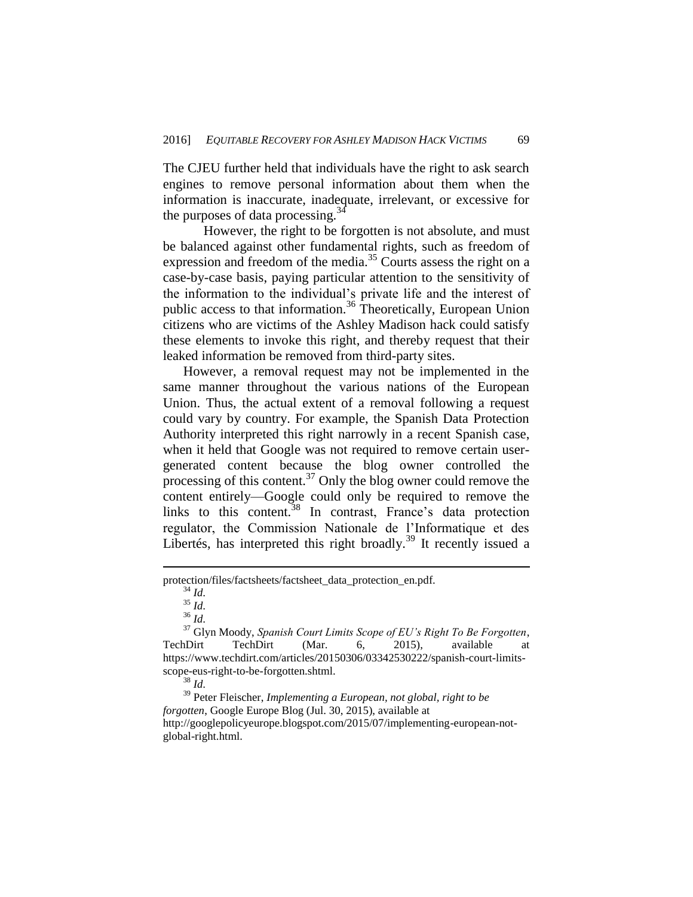The CJEU further held that individuals have the right to ask search engines to remove personal information about them when the information is inaccurate, inadequate, irrelevant, or excessive for the purposes of data processing.[34]

However, the right to be forgotten is not absolute, and must be balanced against other fundamental rights, such as freedom of expression and freedom of the media.[35] Courts assess the right on a case-by-case basis, paying particular attention to the sensitivity of the information to the individual's private life and the interest of public access to that information.[36] Theoretically, European Union citizens who are victims of the Ashley Madison hack could satisfy these elements to invoke this right, and thereby request that their leaked information be removed from third-party sites.

However, a removal request may not be implemented in the same manner throughout the various nations of the European Union. Thus, the actual extent of a removal following a request could vary by country. For example, the Spanish Data Protection Authority interpreted this right narrowly in a recent Spanish case, when it held that Google was not required to remove certain user-generated content because the blog owner controlled the processing of this content.[37] Only the blog owner could remove the content entirely—Google could only be required to remove the links to this content.[38] In contrast, France's data protection regulator, the Commission Nationale de l'Informatique et des Libertés, has interpreted this right broadly.[39] It recently issued a

---

protection/files/factsheets/factsheet_data_protection_en.pdf.

[34] *Id.*

[35] *Id.*

[36] *Id.*

[37] Glyn Moody, *Spanish Court Limits Scope of EU's Right To Be Forgotten*, TechDirt TechDirt (Mar. 6, 2015), available at https://www.techdirt.com/articles/20150306/03342530222/spanish-court-limits-scope-eus-right-to-be-forgotten.shtml.

[38] *Id.*

[39] Peter Fleischer, *Implementing a European, not global, right to be forgotten*, Google Europe Blog (Jul. 30, 2015), available at http://googlepolicyeurope.blogspot.com/2015/07/implementing-european-not-global-right.html.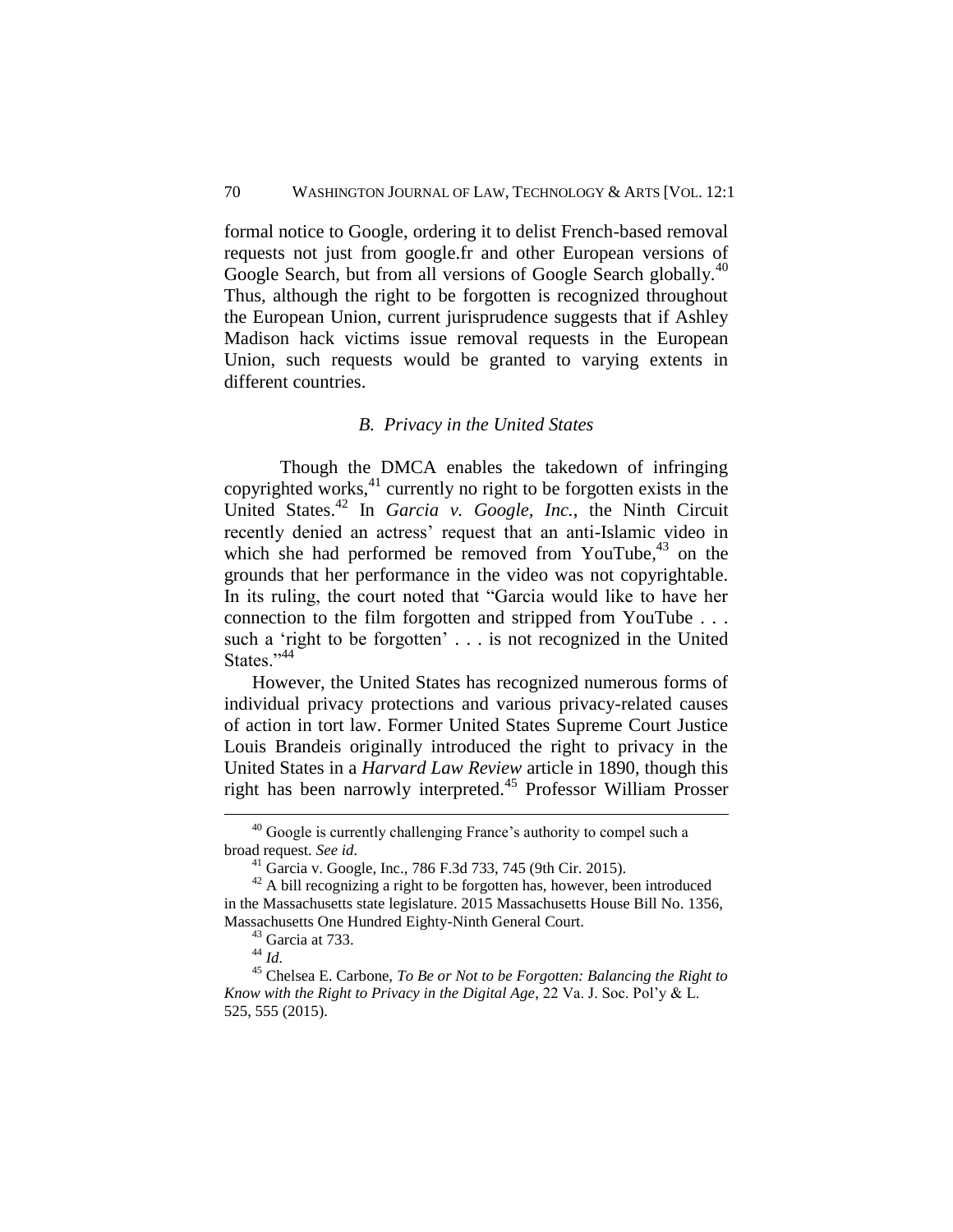formal notice to Google, ordering it to delist French-based removal requests not just from google.fr and other European versions of Google Search, but from all versions of Google Search globally.[40] Thus, although the right to be forgotten is recognized throughout the European Union, current jurisprudence suggests that if Ashley Madison hack victims issue removal requests in the European Union, such requests would be granted to varying extents in different countries.

### *B. Privacy in the United States*

Though the DMCA enables the takedown of infringing copyrighted works,[41] currently no right to be forgotten exists in the United States.[42] In *Garcia v. Google, Inc.*, the Ninth Circuit recently denied an actress' request that an anti-Islamic video in which she had performed be removed from YouTube,[43] on the grounds that her performance in the video was not copyrightable. In its ruling, the court noted that "Garcia would like to have her connection to the film forgotten and stripped from YouTube . . . such a 'right to be forgotten' . . . is not recognized in the United States."[44]

However, the United States has recognized numerous forms of individual privacy protections and various privacy-related causes of action in tort law. Former United States Supreme Court Justice Louis Brandeis originally introduced the right to privacy in the United States in a *Harvard Law Review* article in 1890, though this right has been narrowly interpreted.[45] Professor William Prosser

---

[40] Google is currently challenging France's authority to compel such a broad request. *See id.*

[41] Garcia v. Google, Inc., 786 F.3d 733, 745 (9th Cir. 2015).

[42] A bill recognizing a right to be forgotten has, however, been introduced in the Massachusetts state legislature. 2015 Massachusetts House Bill No. 1356, Massachusetts One Hundred Eighty-Ninth General Court.

[43] Garcia at 733.

[44] *Id.*

[45] Chelsea E. Carbone, *To Be or Not to be Forgotten: Balancing the Right to Know with the Right to Privacy in the Digital Age*, 22 Va. J. Soc. Pol'y & L. 525, 555 (2015).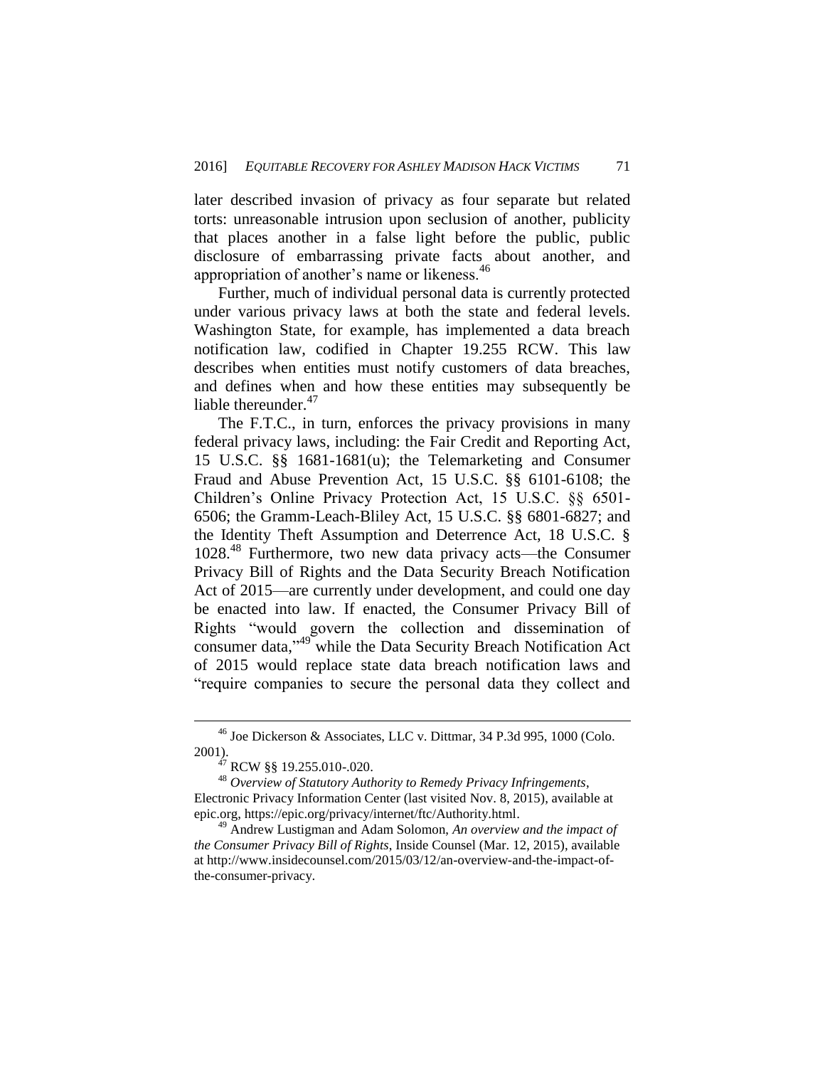later described invasion of privacy as four separate but related torts: unreasonable intrusion upon seclusion of another, publicity that places another in a false light before the public, public disclosure of embarrassing private facts about another, and appropriation of another's name or likeness.[46]

Further, much of individual personal data is currently protected under various privacy laws at both the state and federal levels. Washington State, for example, has implemented a data breach notification law, codified in Chapter 19.255 RCW. This law describes when entities must notify customers of data breaches, and defines when and how these entities may subsequently be liable thereunder.[47]

The F.T.C., in turn, enforces the privacy provisions in many federal privacy laws, including: the Fair Credit and Reporting Act, 15 U.S.C. §§ 1681-1681(u); the Telemarketing and Consumer Fraud and Abuse Prevention Act, 15 U.S.C. §§ 6101-6108; the Children's Online Privacy Protection Act, 15 U.S.C. §§ 6501-6506; the Gramm-Leach-Bliley Act, 15 U.S.C. §§ 6801-6827; and the Identity Theft Assumption and Deterrence Act, 18 U.S.C. § 1028.[48] Furthermore, two new data privacy acts—the Consumer Privacy Bill of Rights and the Data Security Breach Notification Act of 2015—are currently under development, and could one day be enacted into law. If enacted, the Consumer Privacy Bill of Rights "would govern the collection and dissemination of consumer data,"[49] while the Data Security Breach Notification Act of 2015 would replace state data breach notification laws and "require companies to secure the personal data they collect and

---

[46] Joe Dickerson & Associates, LLC v. Dittmar, 34 P.3d 995, 1000 (Colo. 2001).

[47] RCW §§ 19.255.010-.020.

[48] *Overview of Statutory Authority to Remedy Privacy Infringements*, Electronic Privacy Information Center (last visited Nov. 8, 2015), available at epic.org, https://epic.org/privacy/internet/ftc/Authority.html.

[49] Andrew Lustigman and Adam Solomon, *An overview and the impact of the Consumer Privacy Bill of Rights*, Inside Counsel (Mar. 12, 2015), available at http://www.insidecounsel.com/2015/03/12/an-overview-and-the-impact-of-the-consumer-privacy.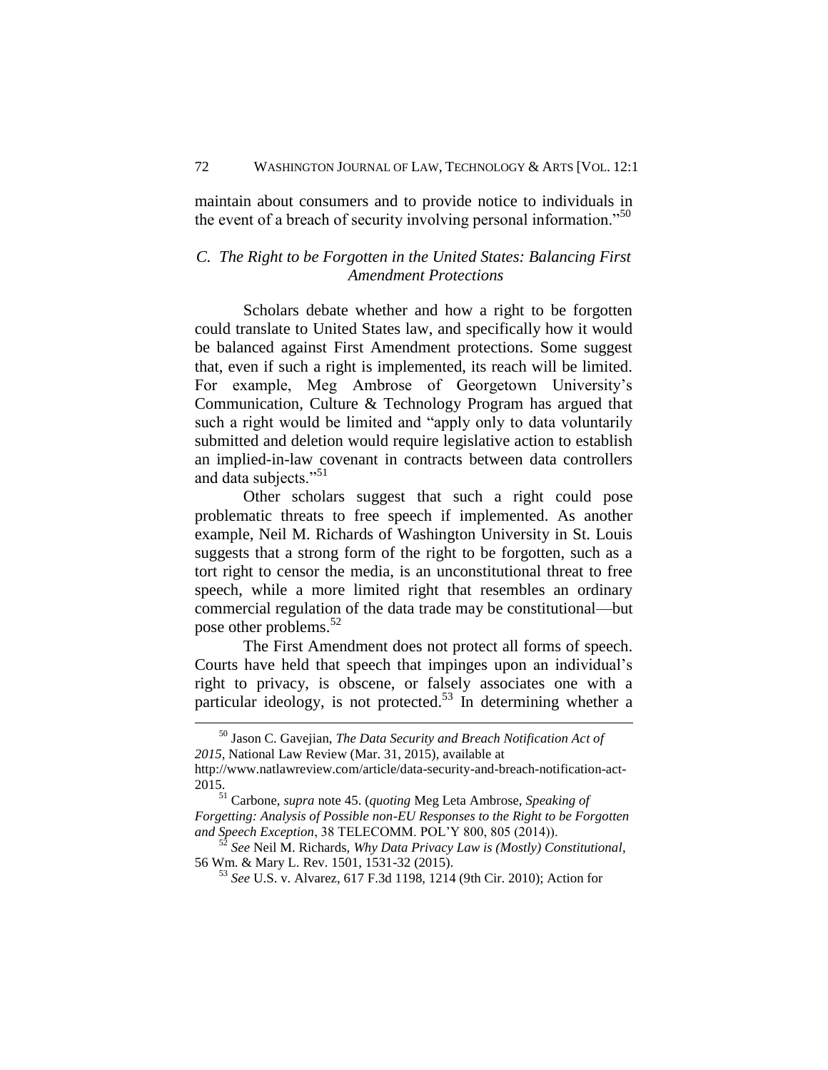maintain about consumers and to provide notice to individuals in the event of a breach of security involving personal information."[50]

### *C. The Right to be Forgotten in the United States: Balancing First Amendment Protections*

Scholars debate whether and how a right to be forgotten could translate to United States law, and specifically how it would be balanced against First Amendment protections. Some suggest that, even if such a right is implemented, its reach will be limited. For example, Meg Ambrose of Georgetown University's Communication, Culture & Technology Program has argued that such a right would be limited and "apply only to data voluntarily submitted and deletion would require legislative action to establish an implied-in-law covenant in contracts between data controllers and data subjects."[51]

Other scholars suggest that such a right could pose problematic threats to free speech if implemented. As another example, Neil M. Richards of Washington University in St. Louis suggests that a strong form of the right to be forgotten, such as a tort right to censor the media, is an unconstitutional threat to free speech, while a more limited right that resembles an ordinary commercial regulation of the data trade may be constitutional—but pose other problems.[52]

The First Amendment does not protect all forms of speech. Courts have held that speech that impinges upon an individual's right to privacy, is obscene, or falsely associates one with a particular ideology, is not protected.[53] In determining whether a

---

[50] Jason C. Gavejian, *The Data Security and Breach Notification Act of 2015*, National Law Review (Mar. 31, 2015), available at http://www.natlawreview.com/article/data-security-and-breach-notification-act-2015.

[51] Carbone, *supra* note 45. (*quoting* Meg Leta Ambrose, *Speaking of Forgetting: Analysis of Possible non-EU Responses to the Right to be Forgotten and Speech Exception*, 38 TELECOMM. POL'Y 800, 805 (2014)).

[52] *See* Neil M. Richards, *Why Data Privacy Law is (Mostly) Constitutional*, 56 Wm. & Mary L. Rev. 1501, 1531-32 (2015).

[53] *See* U.S. v. Alvarez, 617 F.3d 1198, 1214 (9th Cir. 2010); Action for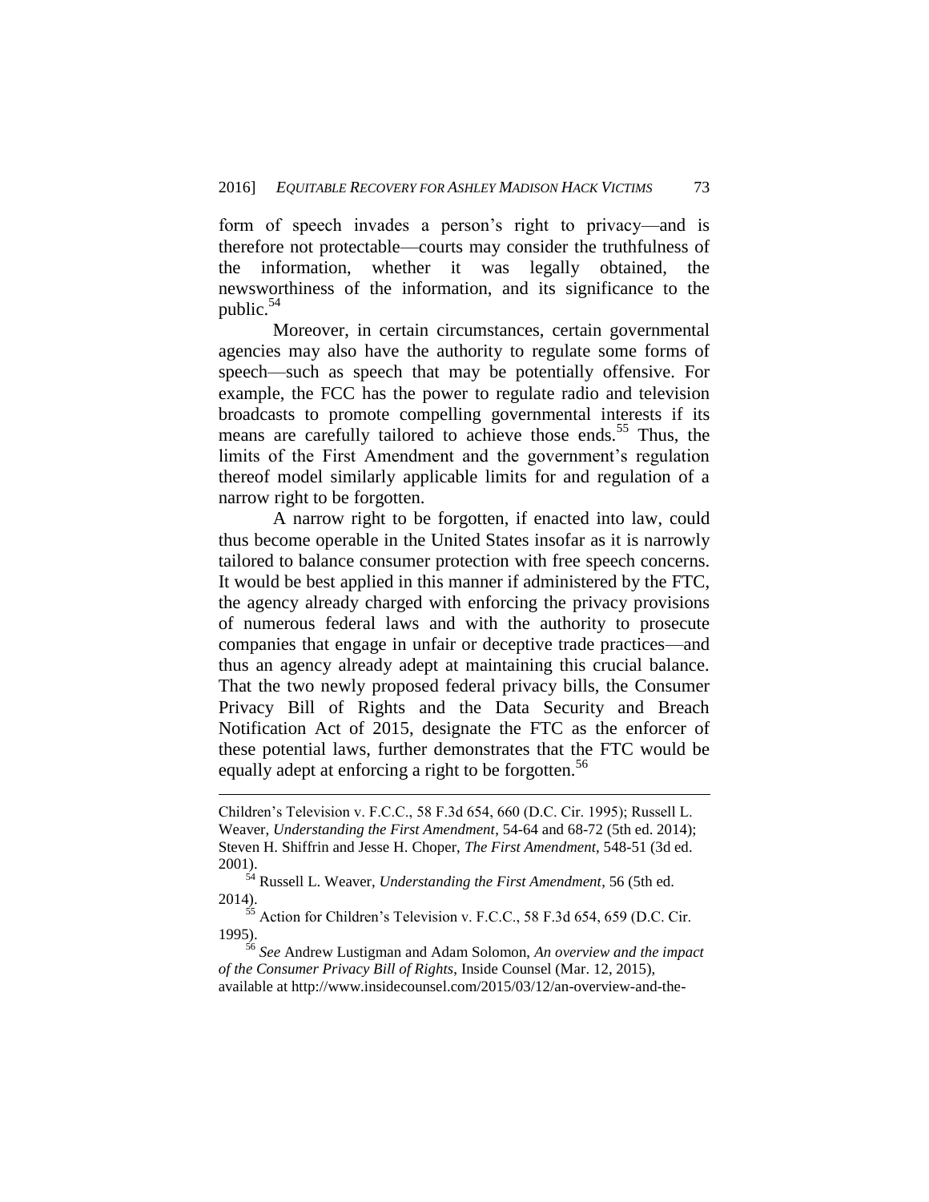form of speech invades a person's right to privacy—and is therefore not protectable—courts may consider the truthfulness of the information, whether it was legally obtained, the newsworthiness of the information, and its significance to the public.[54]

Moreover, in certain circumstances, certain governmental agencies may also have the authority to regulate some forms of speech—such as speech that may be potentially offensive. For example, the FCC has the power to regulate radio and television broadcasts to promote compelling governmental interests if its means are carefully tailored to achieve those ends.[55] Thus, the limits of the First Amendment and the government's regulation thereof model similarly applicable limits for and regulation of a narrow right to be forgotten.

A narrow right to be forgotten, if enacted into law, could thus become operable in the United States insofar as it is narrowly tailored to balance consumer protection with free speech concerns. It would be best applied in this manner if administered by the FTC, the agency already charged with enforcing the privacy provisions of numerous federal laws and with the authority to prosecute companies that engage in unfair or deceptive trade practices—and thus an agency already adept at maintaining this crucial balance. That the two newly proposed federal privacy bills, the Consumer Privacy Bill of Rights and the Data Security and Breach Notification Act of 2015, designate the FTC as the enforcer of these potential laws, further demonstrates that the FTC would be equally adept at enforcing a right to be forgotten.[56]

---

Children's Television v. F.C.C., 58 F.3d 654, 660 (D.C. Cir. 1995); Russell L. Weaver, *Understanding the First Amendment*, 54-64 and 68-72 (5th ed. 2014); Steven H. Shiffrin and Jesse H. Choper, *The First Amendment*, 548-51 (3d ed. 2001).

[54] Russell L. Weaver, *Understanding the First Amendment*, 56 (5th ed. 2014).

[55] Action for Children's Television v. F.C.C., 58 F.3d 654, 659 (D.C. Cir. 1995).

[56] *See* Andrew Lustigman and Adam Solomon, *An overview and the impact of the Consumer Privacy Bill of Rights*, Inside Counsel (Mar. 12, 2015), available at http://www.insidecounsel.com/2015/03/12/an-overview-and-the-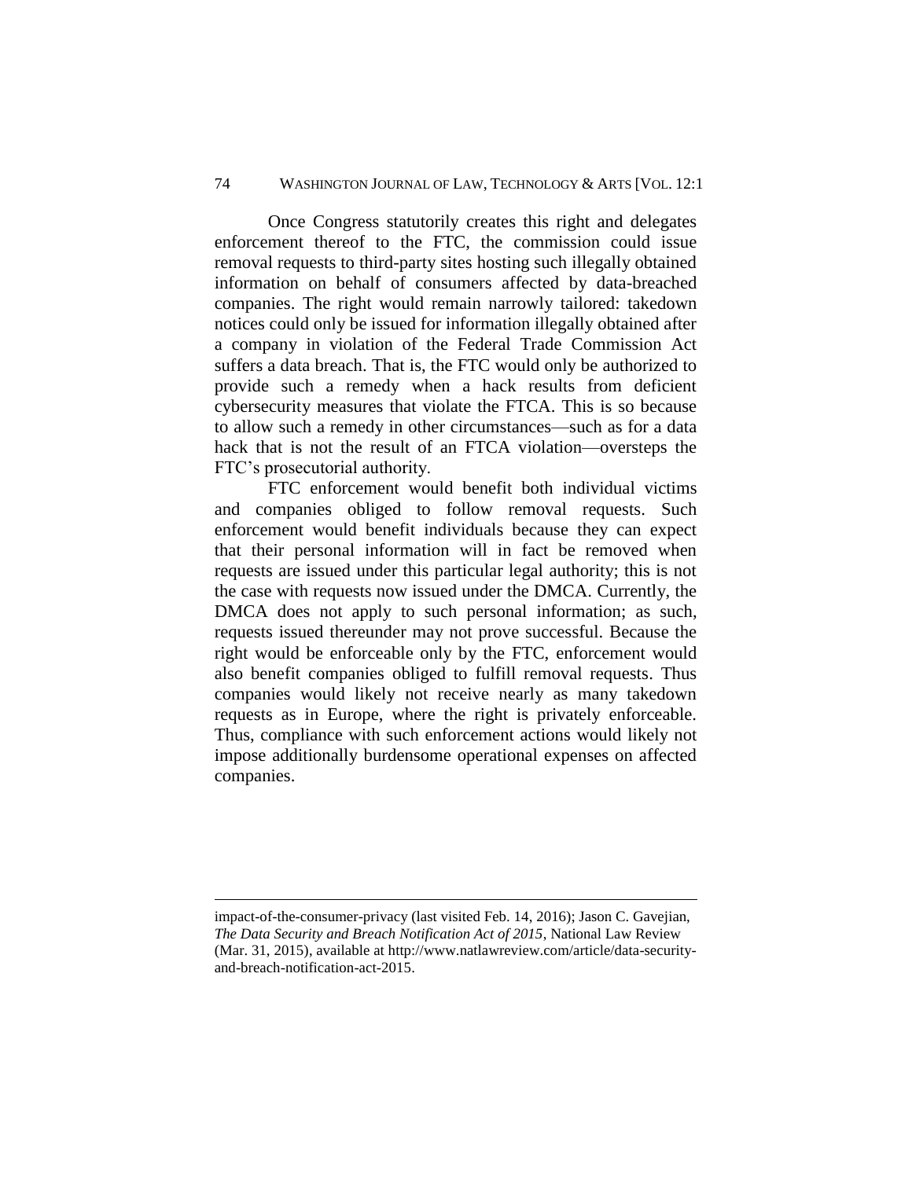Once Congress statutorily creates this right and delegates enforcement thereof to the FTC, the commission could issue removal requests to third-party sites hosting such illegally obtained information on behalf of consumers affected by data-breached companies. The right would remain narrowly tailored: takedown notices could only be issued for information illegally obtained after a company in violation of the Federal Trade Commission Act suffers a data breach. That is, the FTC would only be authorized to provide such a remedy when a hack results from deficient cybersecurity measures that violate the FTCA. This is so because to allow such a remedy in other circumstances—such as for a data hack that is not the result of an FTCA violation—oversteps the FTC's prosecutorial authority.

FTC enforcement would benefit both individual victims and companies obliged to follow removal requests. Such enforcement would benefit individuals because they can expect that their personal information will in fact be removed when requests are issued under this particular legal authority; this is not the case with requests now issued under the DMCA. Currently, the DMCA does not apply to such personal information; as such, requests issued thereunder may not prove successful. Because the right would be enforceable only by the FTC, enforcement would also benefit companies obliged to fulfill removal requests. Thus companies would likely not receive nearly as many takedown requests as in Europe, where the right is privately enforceable. Thus, compliance with such enforcement actions would likely not impose additionally burdensome operational expenses on affected companies.

---

impact-of-the-consumer-privacy (last visited Feb. 14, 2016); Jason C. Gavejian, *The Data Security and Breach Notification Act of 2015*, National Law Review (Mar. 31, 2015), available at http://www.natlawreview.com/article/data-security-and-breach-notification-act-2015.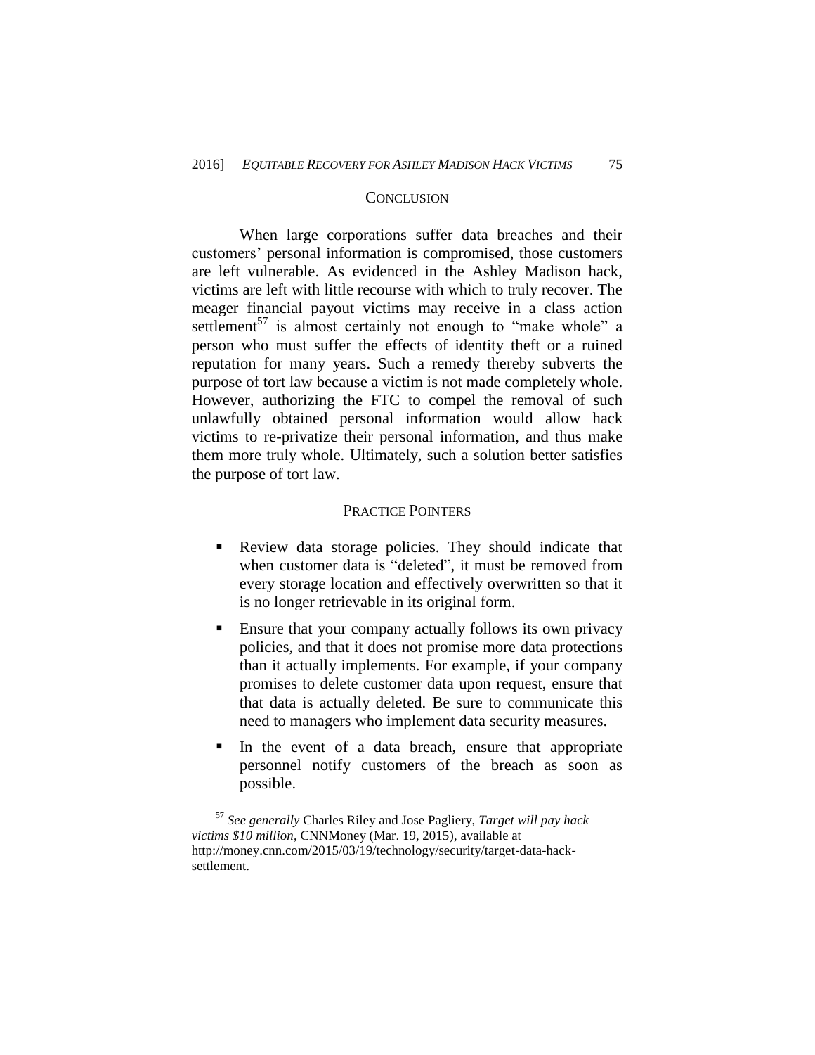## CONCLUSION

When large corporations suffer data breaches and their customers' personal information is compromised, those customers are left vulnerable. As evidenced in the Ashley Madison hack, victims are left with little recourse with which to truly recover. The meager financial payout victims may receive in a class action settlement[57] is almost certainly not enough to "make whole" a person who must suffer the effects of identity theft or a ruined reputation for many years. Such a remedy thereby subverts the purpose of tort law because a victim is not made completely whole. However, authorizing the FTC to compel the removal of such unlawfully obtained personal information would allow hack victims to re-privatize their personal information, and thus make them more truly whole. Ultimately, such a solution better satisfies the purpose of tort law.

## PRACTICE POINTERS

- Review data storage policies. They should indicate that when customer data is "deleted", it must be removed from every storage location and effectively overwritten so that it is no longer retrievable in its original form.
- Ensure that your company actually follows its own privacy policies, and that it does not promise more data protections than it actually implements. For example, if your company promises to delete customer data upon request, ensure that that data is actually deleted. Be sure to communicate this need to managers who implement data security measures.
- In the event of a data breach, ensure that appropriate personnel notify customers of the breach as soon as possible.

---

[57] *See generally* Charles Riley and Jose Pagliery, *Target will pay hack victims $10 million*, CNNMoney (Mar. 19, 2015), available at http://money.cnn.com/2015/03/19/technology/security/target-data-hack-settlement.